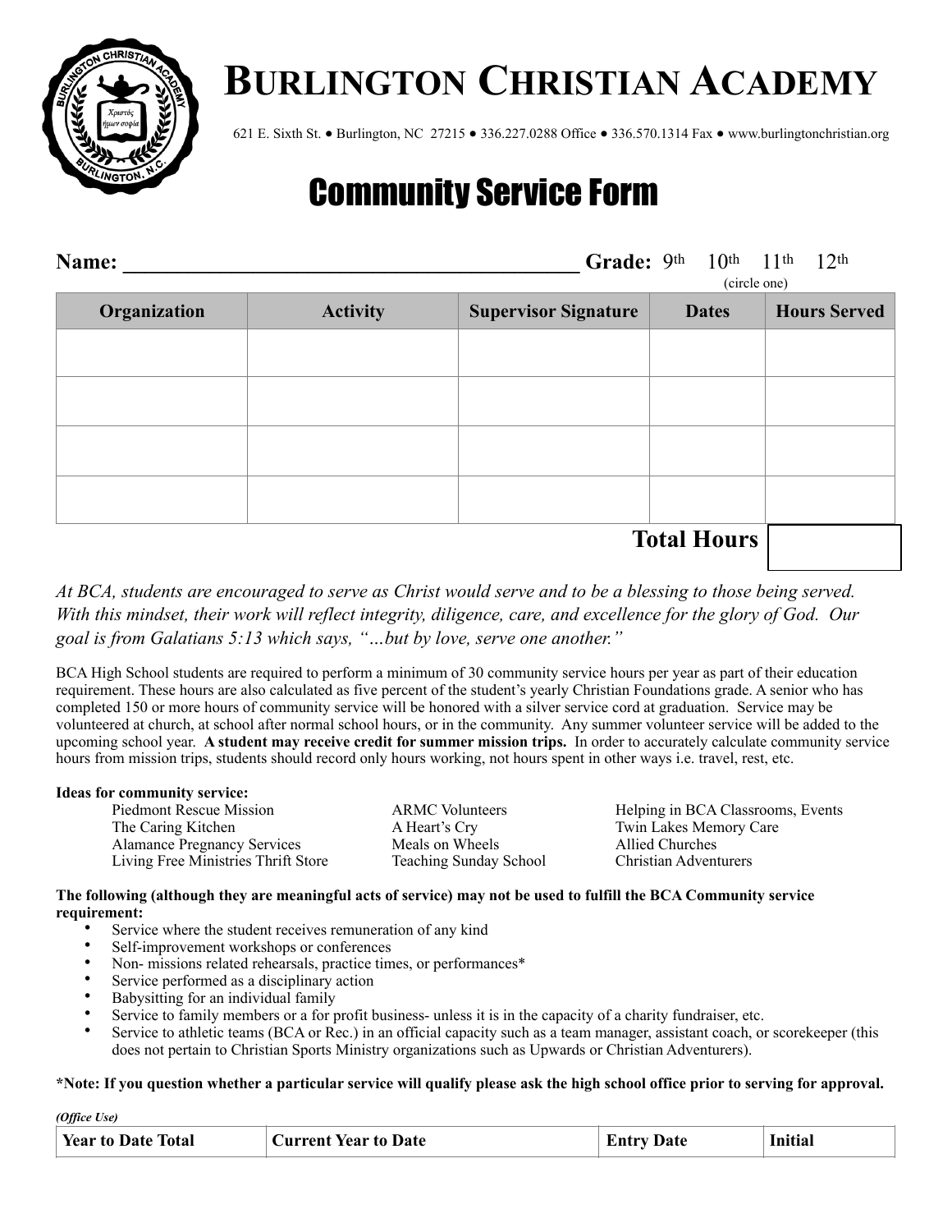# Burlington Christian Academy

621 E. Sixth St. ● Burlington, NC 27215 ● 336.227.0288 Office ● 336.570.1314 Fax ● www.burlingtonchristian.org

## Community Service Form

**Name:** ________________________________________ **Grade:** 9th 10th 11th 12th
(circle one)

| Organization | Activity | Supervisor Signature | Dates | Hours Served |
|---|---|---|---|---|
| | | | | |
| | | | | |
| | | | | |
| | | | | |

**Total Hours** ______

*At BCA, students are encouraged to serve as Christ would serve and to be a blessing to those being served. With this mindset, their work will reflect integrity, diligence, care, and excellence for the glory of God. Our goal is from Galatians 5:13 which says, "…but by love, serve one another."*

BCA High School students are required to perform a minimum of 30 community service hours per year as part of their education requirement. These hours are also calculated as five percent of the student's yearly Christian Foundations grade. A senior who has completed 150 or more hours of community service will be honored with a silver service cord at graduation. Service may be volunteered at church, at school after normal school hours, or in the community. Any summer volunteer service will be added to the upcoming school year. **A student may receive credit for summer mission trips.** In order to accurately calculate community service hours from mission trips, students should record only hours working, not hours spent in other ways i.e. travel, rest, etc.

**Ideas for community service:**

- Piedmont Rescue Mission
- The Caring Kitchen
- Alamance Pregnancy Services
- Living Free Ministries Thrift Store
- ARMC Volunteers
- A Heart's Cry
- Meals on Wheels
- Teaching Sunday School
- Helping in BCA Classrooms, Events
- Twin Lakes Memory Care
- Allied Churches
- Christian Adventurers

**The following (although they are meaningful acts of service) may not be used to fulfill the BCA Community service requirement:**

- Service where the student receives remuneration of any kind
- Self-improvement workshops or conferences
- Non- missions related rehearsals, practice times, or performances*
- Service performed as a disciplinary action
- Babysitting for an individual family
- Service to family members or a for profit business- unless it is in the capacity of a charity fundraiser, etc.
- Service to athletic teams (BCA or Rec.) in an official capacity such as a team manager, assistant coach, or scorekeeper (this does not pertain to Christian Sports Ministry organizations such as Upwards or Christian Adventurers).

**\*Note: If you question whether a particular service will qualify please ask the high school office prior to serving for approval.**

***(Office Use)***

| Year to Date Total | Current Year to Date | Entry Date | Initial |
|---|---|---|---|
| | | | |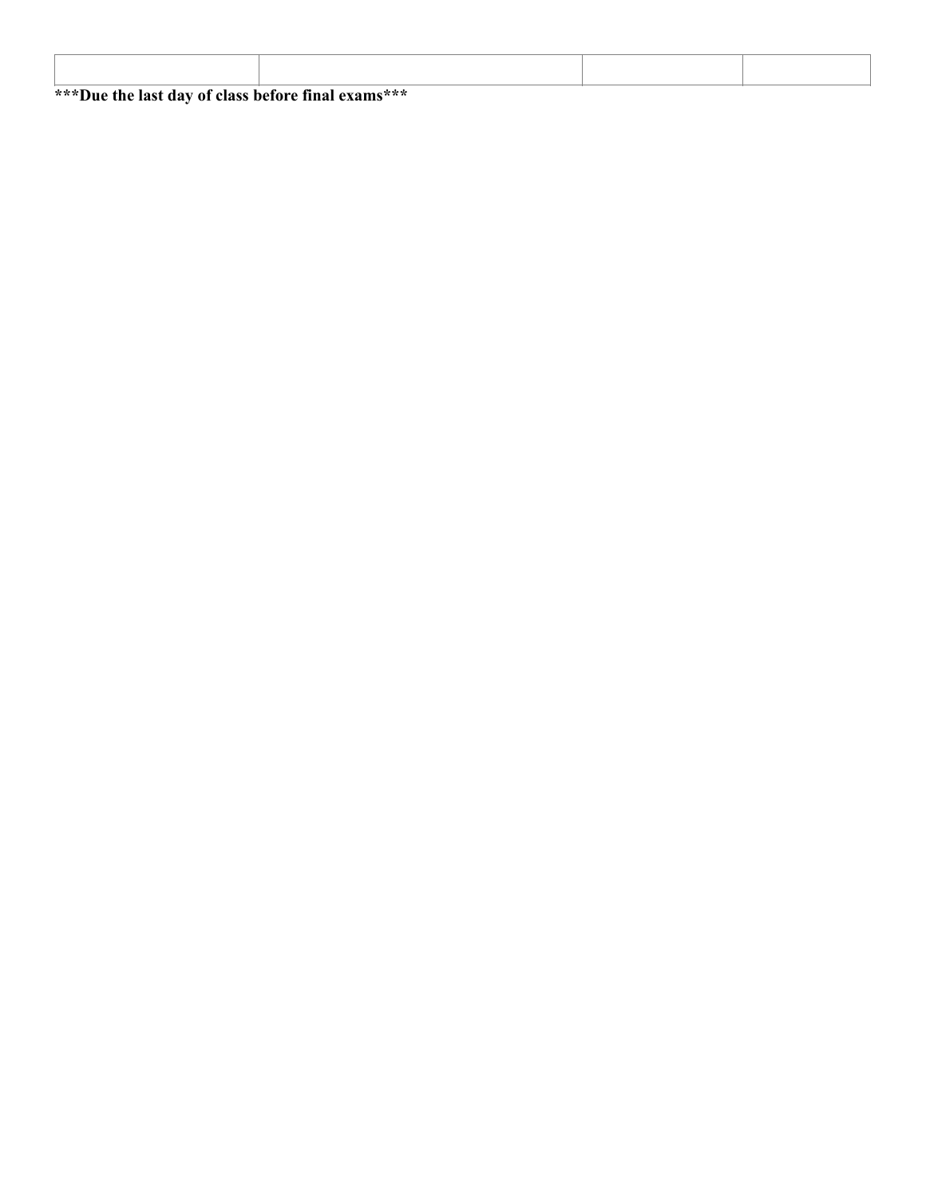| | | | |
|---|---|---|---|
| | | | |

**\*\*\*Due the last day of class before final exams\*\*\***

| | | | |
|---|---|---|---|
| | | | |

***Due the last day of class before final exams***